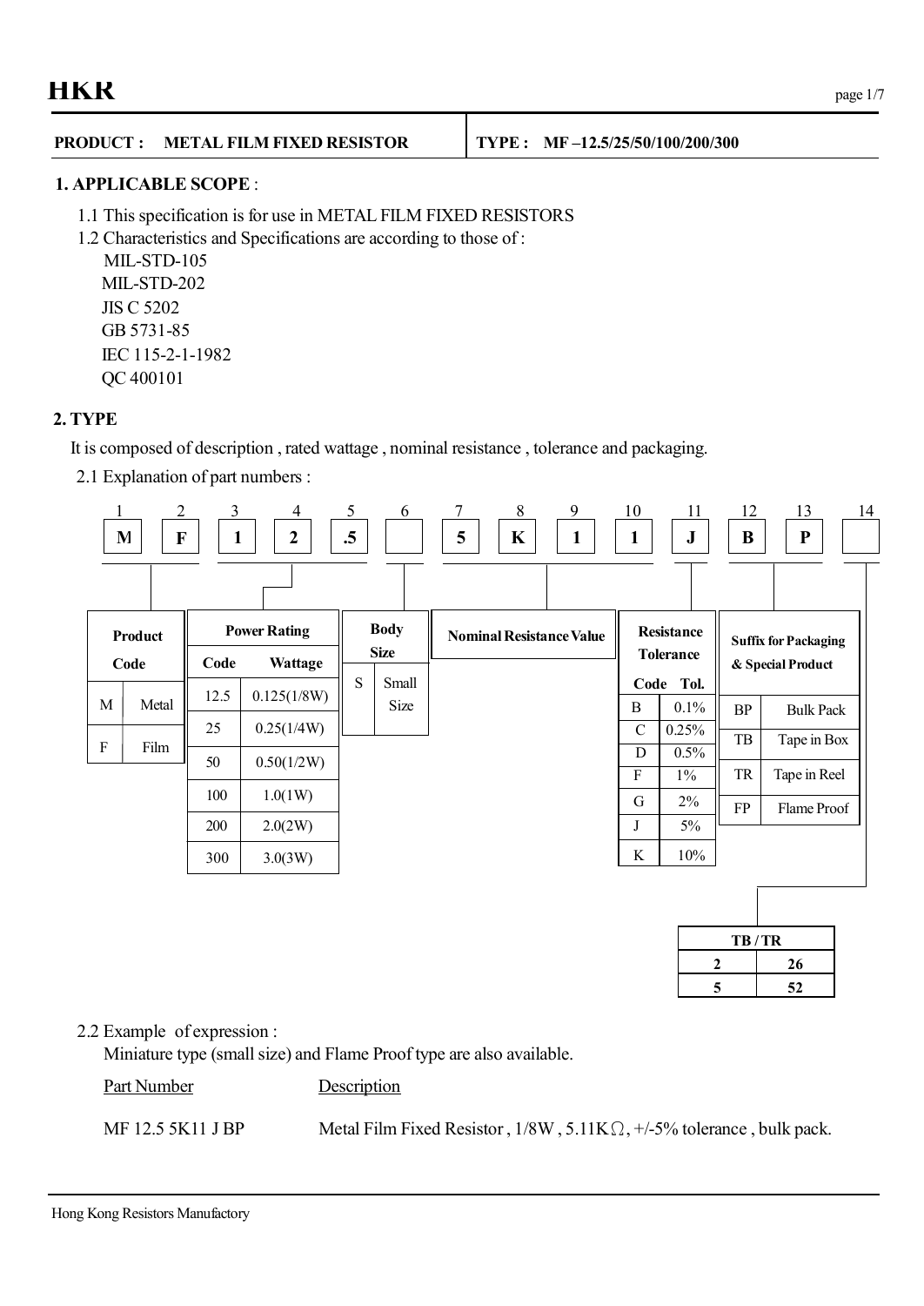**HKR**

**PRODUCT : METAL FILM FIXED RESISTOR** | **TYPE : MF –12.5/25/50/100/200/300**

## 1. APPLICABLE SCOPE :

1.1 This specification is for use in METAL FILM FIXED RESISTORS

1.2 Characteristics and Specifications are according to those of :

- MIL-STD-105
- MIL-STD-202
- JIS C 5202
- GB 5731-85
- IEC 115-2-1-1982
- QC 400101

## 2. TYPE

It is composed of description , rated wattage , nominal resistance , tolerance and packaging.

2.1 Explanation of part numbers :

| 1 | 2 | 3 | 4 | 5 | 6 | 7 | 8 | 9 | 10 | 11 | 12 | 13 | 14 |
|---|---|---|---|---|---|---|---|---|---|---|---|---|---|
| M | F | 1 | 2 | .5 | | 5 | K | 1 | 1 | J | B | P | |

- Positions 1–2: Product Code
- Positions 3–5: Power Rating
- Position 6: Body Size
- Positions 7–10: Nominal Resistance Value
- Position 11: Resistance Tolerance
- Positions 12–13: Suffix for Packaging & Special Product
- Position 14: TB / TR

**Product Code**

| Code | |
|---|---|
| M | Metal |
| F | Film |

**Power Rating**

| Code | Wattage |
|---|---|
| 12.5 | 0.125(1/8W) |
| 25 | 0.25(1/4W) |
| 50 | 0.50(1/2W) |
| 100 | 1.0(1W) |
| 200 | 2.0(2W) |
| 300 | 3.0(3W) |

**Body Size**

| Code | |
|---|---|
| S | Small Size |

**Nominal Resistance Value**

**Resistance Tolerance**

| Code | Tol. |
|---|---|
| B | 0.1% |
| C | 0.25% |
| D | 0.5% |
| F | 1% |
| G | 2% |
| J | 5% |
| K | 10% |

**Suffix for Packaging & Special Product**

| Code | |
|---|---|
| BP | Bulk Pack |
| TB | Tape in Box |
| TR | Tape in Reel |
| FP | Flame Proof |

| TB / TR | |
|---|---|
| 2 | 26 |
| 5 | 52 |

2.2 Example of expression :

Miniature type (small size) and Flame Proof type are also available.

| Part Number | Description |
|---|---|
| MF 12.5 5K11 J BP | Metal Film Fixed Resistor , 1/8W , 5.11KΩ, +/-5% tolerance , bulk pack. |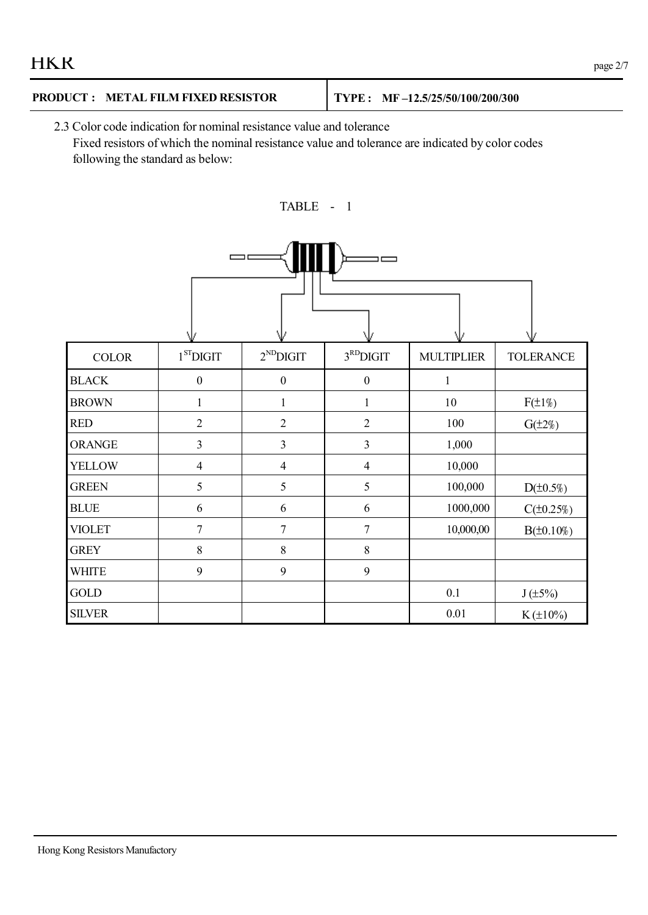**PRODUCT : METAL FILM FIXED RESISTOR** | **TYPE : MF –12.5/25/50/100/200/300**

2.3 Color code indication for nominal resistance value and tolerance

Fixed resistors of which the nominal resistance value and tolerance are indicated by color codes following the standard as below:

TABLE - 1

| COLOR | 1ST DIGIT | 2ND DIGIT | 3RD DIGIT | MULTIPLIER | TOLERANCE |
|---|---|---|---|---|---|
| BLACK | 0 | 0 | 0 | 1 | |
| BROWN | 1 | 1 | 1 | 10 | F(±1%) |
| RED | 2 | 2 | 2 | 100 | G(±2%) |
| ORANGE | 3 | 3 | 3 | 1,000 | |
| YELLOW | 4 | 4 | 4 | 10,000 | |
| GREEN | 5 | 5 | 5 | 100,000 | D(±0.5%) |
| BLUE | 6 | 6 | 6 | 1000,000 | C(±0.25%) |
| VIOLET | 7 | 7 | 7 | 10,000,00 | B(±0.10%) |
| GREY | 8 | 8 | 8 | | |
| WHITE | 9 | 9 | 9 | | |
| GOLD | | | | 0.1 | J (±5%) |
| SILVER | | | | 0.01 | K (±10%) |

Hong Kong Resistors Manufactory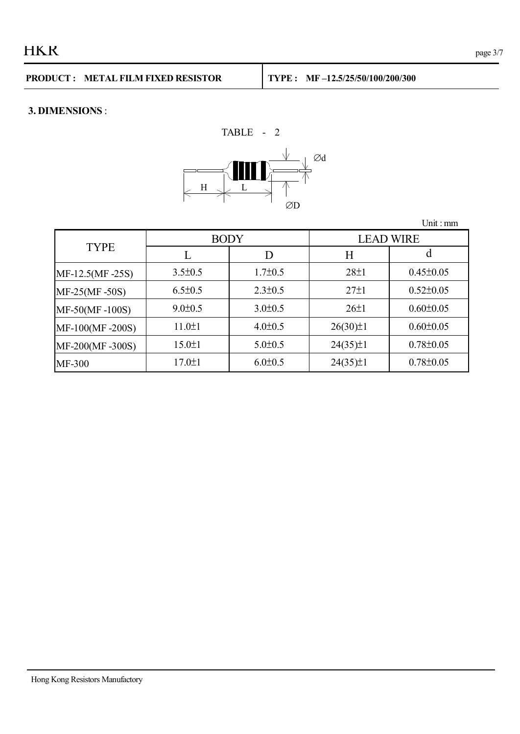### 3. DIMENSIONS :

TABLE - 2

Unit : mm

| TYPE | BODY | | LEAD WIRE | |
|---|---|---|---|---|
| | L | D | H | d |
| MF-12.5(MF -25S) | 3.5±0.5 | 1.7±0.5 | 28±1 | 0.45±0.05 |
| MF-25(MF -50S) | 6.5±0.5 | 2.3±0.5 | 27±1 | 0.52±0.05 |
| MF-50(MF -100S) | 9.0±0.5 | 3.0±0.5 | 26±1 | 0.60±0.05 |
| MF-100(MF -200S) | 11.0±1 | 4.0±0.5 | 26(30)±1 | 0.60±0.05 |
| MF-200(MF -300S) | 15.0±1 | 5.0±0.5 | 24(35)±1 | 0.78±0.05 |
| MF-300 | 17.0±1 | 6.0±0.5 | 24(35)±1 | 0.78±0.05 |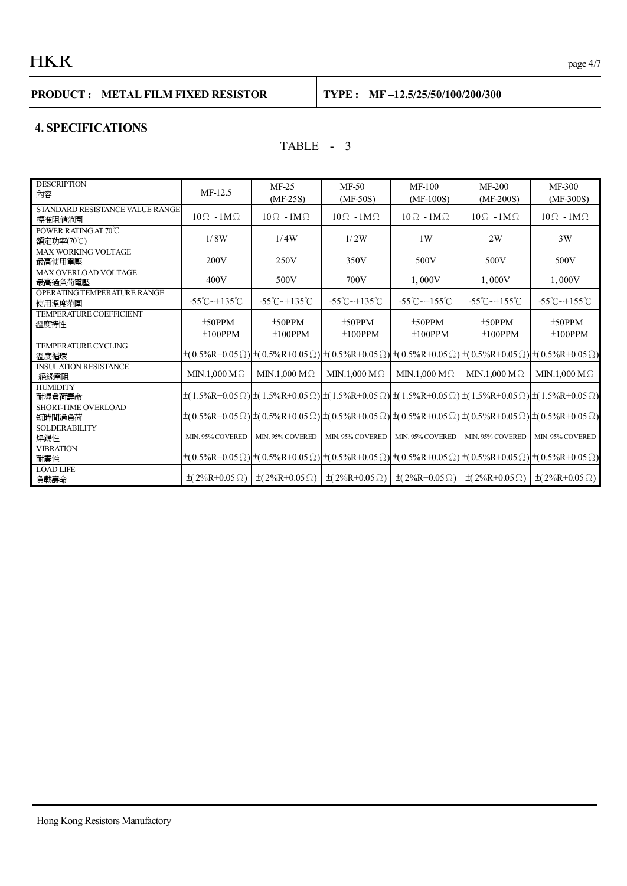**PRODUCT : METAL FILM FIXED RESISTOR** | **TYPE : MF –12.5/25/50/100/200/300**

## 4. SPECIFICATIONS

TABLE - 3

| DESCRIPTION 內容 | MF-12.5 | MF-25 (MF-25S) | MF-50 (MF-50S) | MF-100 (MF-100S) | MF-200 (MF-200S) | MF-300 (MF-300S) |
|---|---|---|---|---|---|---|
| STANDARD RESISTANCE VALUE RANGE 標準阻值范圍 | 10Ω -1MΩ | 10Ω -1MΩ | 10Ω -1MΩ | 10Ω -1MΩ | 10Ω -1MΩ | 10Ω -1MΩ |
| POWER RATING AT 70℃ 額定功率(70℃) | 1/8W | 1/4W | 1/2W | 1W | 2W | 3W |
| MAX WORKING VOLTAGE 最高使用電壓 | 200V | 250V | 350V | 500V | 500V | 500V |
| MAX OVERLOAD VOLTAGE 最高過負荷電壓 | 400V | 500V | 700V | 1,000V | 1,000V | 1,000V |
| OPERATING TEMPERATURE RANGE 使用溫度范圍 | -55℃~+135℃ | -55℃~+135℃ | -55℃~+135℃ | -55℃~+155℃ | -55℃~+155℃ | -55℃~+155℃ |
| TEMPERATURE COEFFICIENT 溫度特性 | ±50PPM ±100PPM | ±50PPM ±100PPM | ±50PPM ±100PPM | ±50PPM ±100PPM | ±50PPM ±100PPM | ±50PPM ±100PPM |
| TEMPERATURE CYCLING 溫度循環 | ±(0.5%R+0.05Ω) | ±(0.5%R+0.05Ω) | ±(0.5%R+0.05Ω) | ±(0.5%R+0.05Ω) | ±(0.5%R+0.05Ω) | ±(0.5%R+0.05Ω) |
| INSULATION RESISTANCE 絕緣電阻 | MIN.1,000 MΩ | MIN.1,000 MΩ | MIN.1,000 MΩ | MIN.1,000 MΩ | MIN.1,000 MΩ | MIN.1,000 MΩ |
| HUMIDITY 耐濕負荷壽命 | ±(1.5%R+0.05Ω) | ±(1.5%R+0.05Ω) | ±(1.5%R+0.05Ω) | ±(1.5%R+0.05Ω) | ±(1.5%R+0.05Ω) | ±(1.5%R+0.05Ω) |
| SHORT-TIME OVERLOAD 短時間過負荷 | ±(0.5%R+0.05Ω) | ±(0.5%R+0.05Ω) | ±(0.5%R+0.05Ω) | ±(0.5%R+0.05Ω) | ±(0.5%R+0.05Ω) | ±(0.5%R+0.05Ω) |
| SOLDERABILITY 焊錫性 | MIN. 95% COVERED | MIN. 95% COVERED | MIN. 95% COVERED | MIN. 95% COVERED | MIN. 95% COVERED | MIN. 95% COVERED |
| VIBRATION 耐震性 | ±(0.5%R+0.05Ω) | ±(0.5%R+0.05Ω) | ±(0.5%R+0.05Ω) | ±(0.5%R+0.05Ω) | ±(0.5%R+0.05Ω) | ±(0.5%R+0.05Ω) |
| LOAD LIFE 負載壽命 | ±(2%R+0.05Ω) | ±(2%R+0.05Ω) | ±(2%R+0.05Ω) | ±(2%R+0.05Ω) | ±(2%R+0.05Ω) | ±(2%R+0.05Ω) |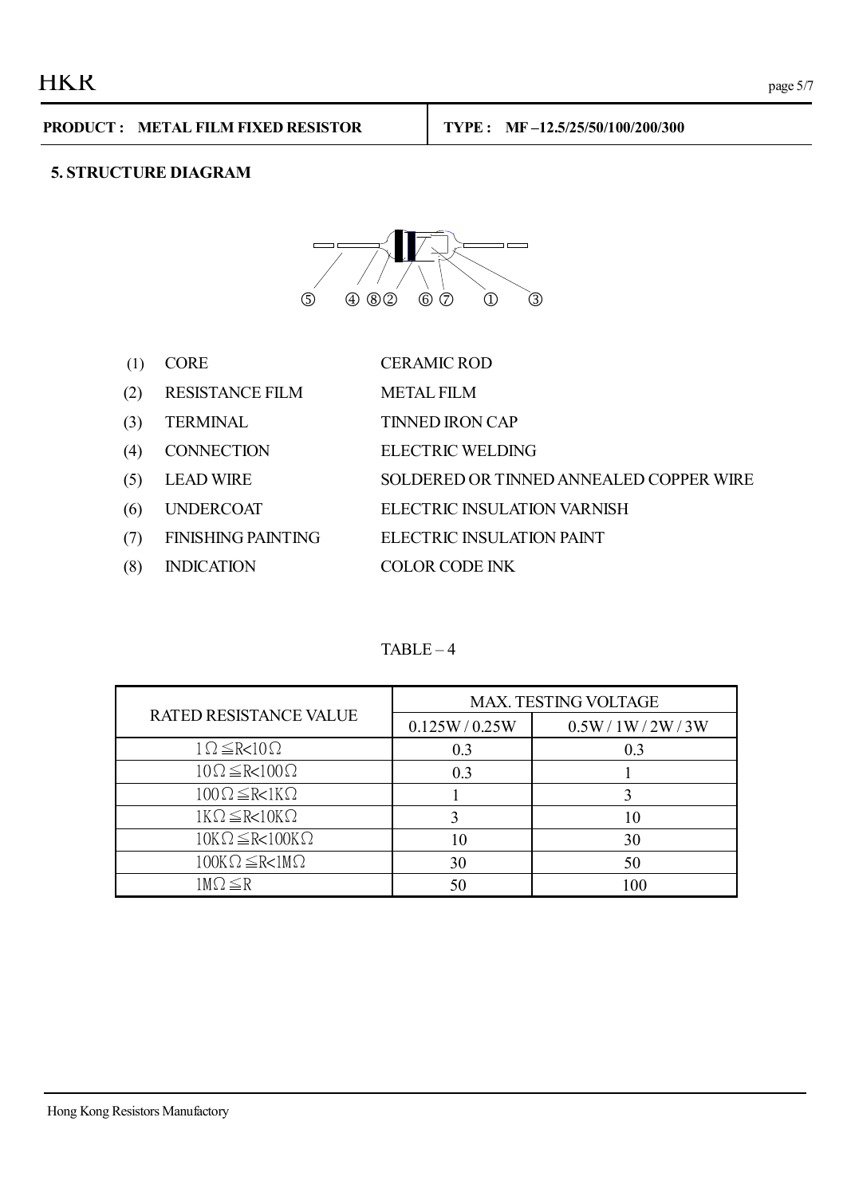**PRODUCT : METAL FILM FIXED RESISTOR** | **TYPE : MF –12.5/25/50/100/200/300**

## 5. STRUCTURE DIAGRAM

⑤ ④ ⑧② ⑥ ⑦ ① ③

| | | |
|---|---|---|
| (1) | CORE | CERAMIC ROD |
| (2) | RESISTANCE FILM | METAL FILM |
| (3) | TERMINAL | TINNED IRON CAP |
| (4) | CONNECTION | ELECTRIC WELDING |
| (5) | LEAD WIRE | SOLDERED OR TINNED ANNEALED COPPER WIRE |
| (6) | UNDERCOAT | ELECTRIC INSULATION VARNISH |
| (7) | FINISHING PAINTING | ELECTRIC INSULATION PAINT |
| (8) | INDICATION | COLOR CODE INK |

TABLE – 4

| RATED RESISTANCE VALUE | MAX. TESTING VOLTAGE | |
|---|---|---|
| | 0.125W / 0.25W | 0.5W / 1W / 2W / 3W |
| 1Ω≦R<10Ω | 0.3 | 0.3 |
| 10Ω≦R<100Ω | 0.3 | 1 |
| 100Ω≦R<1KΩ | 1 | 3 |
| 1KΩ≦R<10KΩ | 3 | 10 |
| 10KΩ≦R<100KΩ | 10 | 30 |
| 100KΩ≦R<1MΩ | 30 | 50 |
| 1MΩ≦R | 50 | 100 |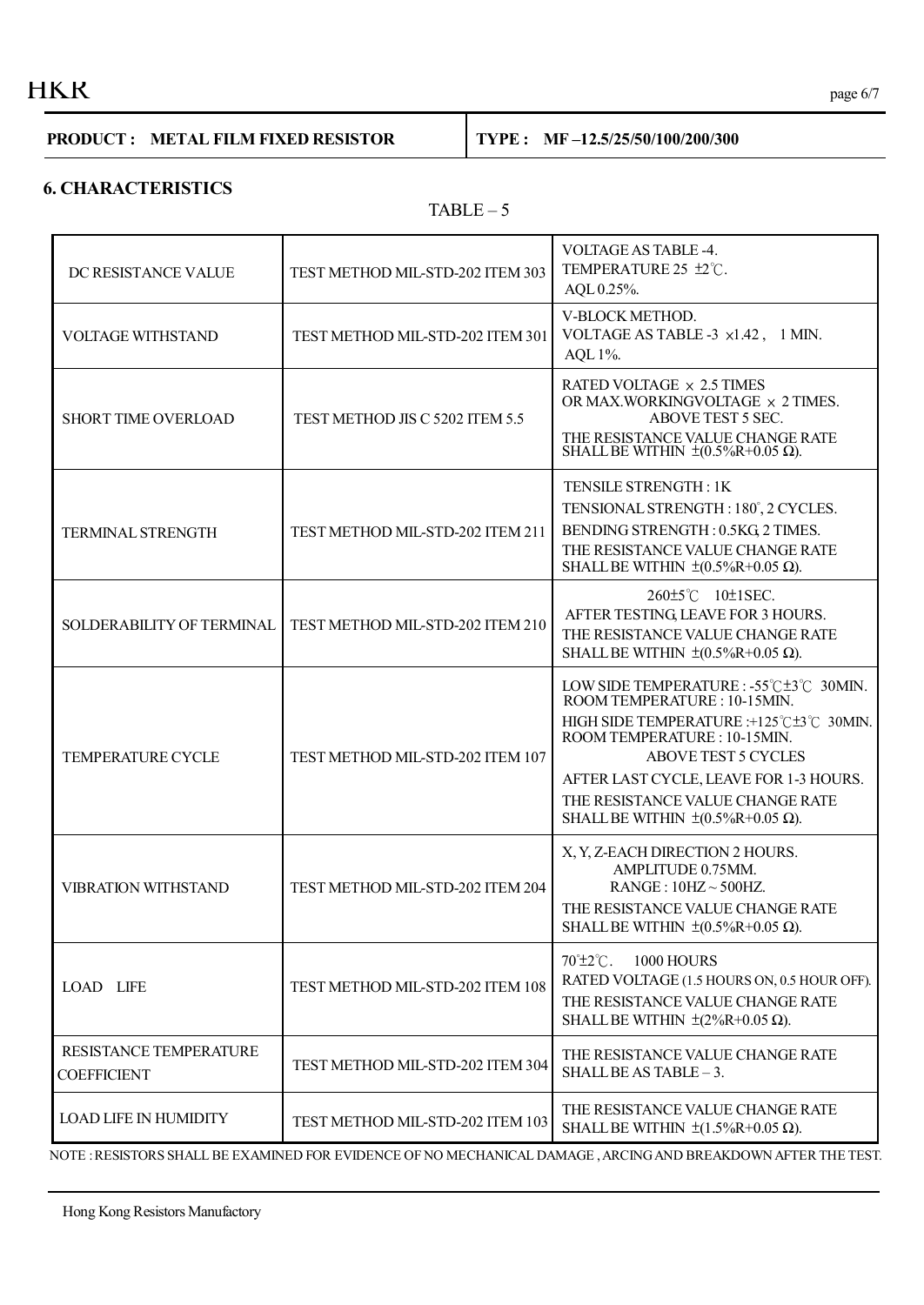**PRODUCT : METAL FILM FIXED RESISTOR** | **TYPE : MF –12.5/25/50/100/200/300**

## 6. CHARACTERISTICS

TABLE – 5

| | | |
|---|---|---|
| DC RESISTANCE VALUE | TEST METHOD MIL-STD-202 ITEM 303 | VOLTAGE AS TABLE -4.<br>TEMPERATURE 25 ±2℃.<br>AQL 0.25%. |
| VOLTAGE WITHSTAND | TEST METHOD MIL-STD-202 ITEM 301 | V-BLOCK METHOD.<br>VOLTAGE AS TABLE -3 ×1.42 , 1 MIN.<br>AQL 1%. |
| SHORT TIME OVERLOAD | TEST METHOD JIS C 5202 ITEM 5.5 | RATED VOLTAGE × 2.5 TIMES<br>OR MAX.WORKINGVOLTAGE × 2 TIMES.<br>ABOVE TEST 5 SEC.<br>THE RESISTANCE VALUE CHANGE RATE SHALL BE WITHIN ±(0.5%R+0.05 Ω). |
| TERMINAL STRENGTH | TEST METHOD MIL-STD-202 ITEM 211 | TENSILE STRENGTH : 1K<br>TENSIONAL STRENGTH : 180°, 2 CYCLES.<br>BENDING STRENGTH : 0.5KG, 2 TIMES.<br>THE RESISTANCE VALUE CHANGE RATE SHALL BE WITHIN ±(0.5%R+0.05 Ω). |
| SOLDERABILITY OF TERMINAL | TEST METHOD MIL-STD-202 ITEM 210 | 260±5℃ 10±1SEC.<br>AFTER TESTING, LEAVE FOR 3 HOURS.<br>THE RESISTANCE VALUE CHANGE RATE SHALL BE WITHIN ±(0.5%R+0.05 Ω). |
| TEMPERATURE CYCLE | TEST METHOD MIL-STD-202 ITEM 107 | LOW SIDE TEMPERATURE : -55℃±3℃ 30MIN.<br>ROOM TEMPERATURE : 10-15MIN.<br>HIGH SIDE TEMPERATURE :+125℃±3℃ 30MIN.<br>ROOM TEMPERATURE : 10-15MIN.<br>ABOVE TEST 5 CYCLES<br>AFTER LAST CYCLE, LEAVE FOR 1-3 HOURS.<br>THE RESISTANCE VALUE CHANGE RATE SHALL BE WITHIN ±(0.5%R+0.05 Ω). |
| VIBRATION WITHSTAND | TEST METHOD MIL-STD-202 ITEM 204 | X, Y, Z-EACH DIRECTION 2 HOURS.<br>AMPLITUDE 0.75MM.<br>RANGE : 10HZ ~ 500HZ.<br>THE RESISTANCE VALUE CHANGE RATE SHALL BE WITHIN ±(0.5%R+0.05 Ω). |
| LOAD LIFE | TEST METHOD MIL-STD-202 ITEM 108 | 70°±2℃. 1000 HOURS<br>RATED VOLTAGE (1.5 HOURS ON, 0.5 HOUR OFF).<br>THE RESISTANCE VALUE CHANGE RATE SHALL BE WITHIN ±(2%R+0.05 Ω). |
| RESISTANCE TEMPERATURE COEFFICIENT | TEST METHOD MIL-STD-202 ITEM 304 | THE RESISTANCE VALUE CHANGE RATE SHALL BE AS TABLE – 3. |
| LOAD LIFE IN HUMIDITY | TEST METHOD MIL-STD-202 ITEM 103 | THE RESISTANCE VALUE CHANGE RATE SHALL BE WITHIN ±(1.5%R+0.05 Ω). |

NOTE : RESISTORS SHALL BE EXAMINED FOR EVIDENCE OF NO MECHANICAL DAMAGE , ARCING AND BREAKDOWN AFTER THE TEST.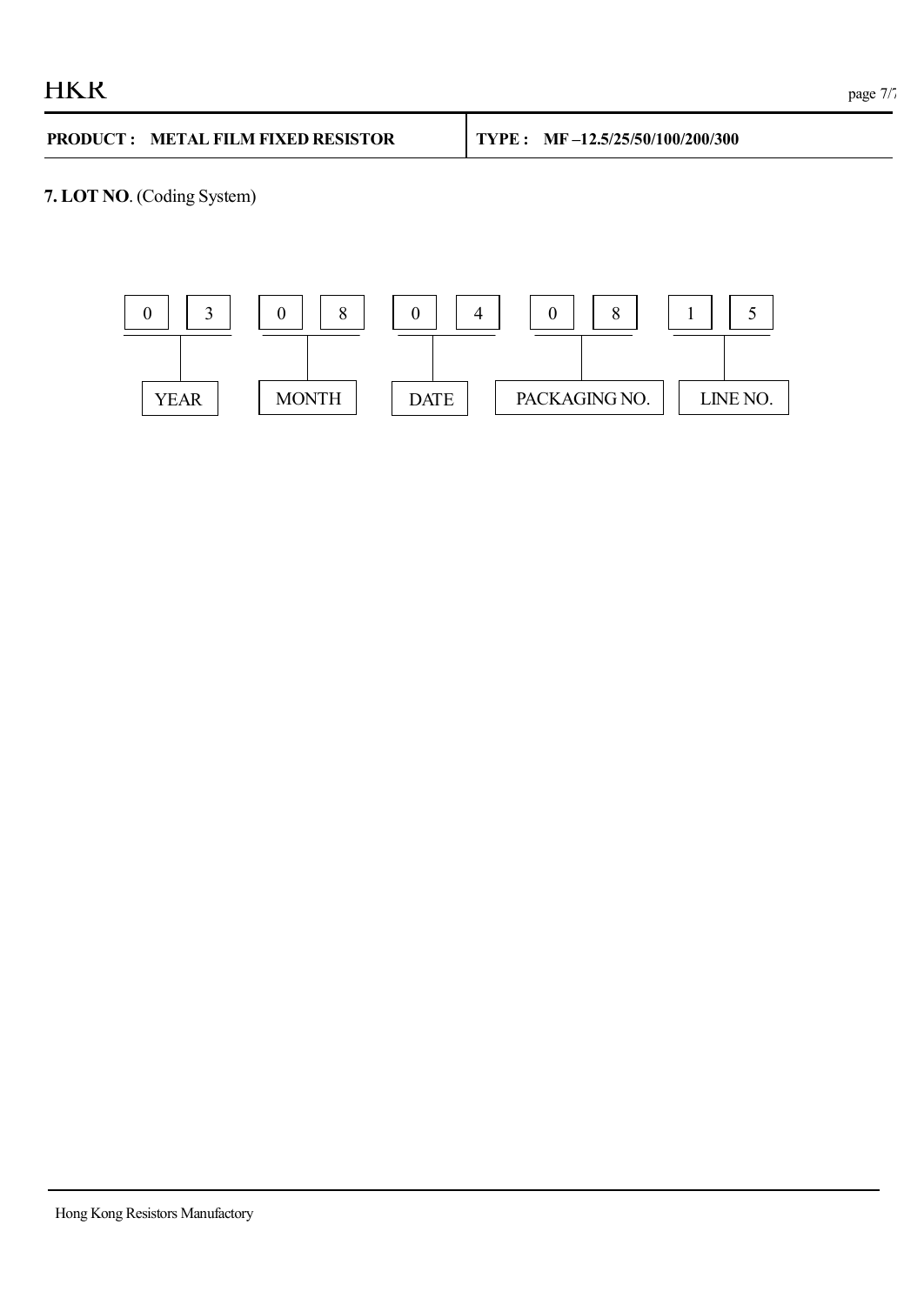**7. LOT NO**. (Coding System)

| 0 | 3 | 0 | 8 | 0 | 4 | 0 | 8 | 1 | 5 |
|---|---|---|---|---|---|---|---|---|---|
| YEAR | | MONTH | | DATE | | PACKAGING NO. | | LINE NO. | |